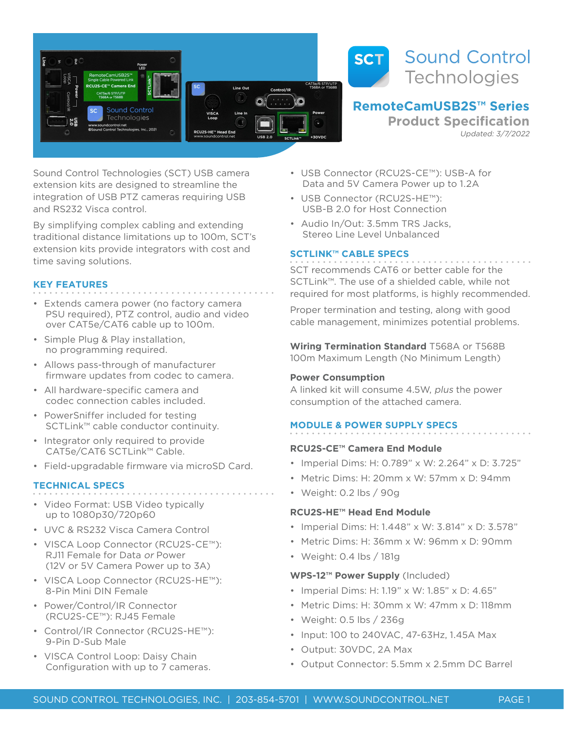# Sound Control Technologies

## RemoteCamUSB2S™ Series
## Product Specification

*Updated: 3/7/2022*

Sound Control Technologies (SCT) USB camera extension kits are designed to streamline the integration of USB PTZ cameras requiring USB and RS232 Visca control.

By simplifying complex cabling and extending traditional distance limitations up to 100m, SCT's extension kits provide integrators with cost and time saving solutions.

### KEY FEATURES

- Extends camera power (no factory camera PSU required), PTZ control, audio and video over CAT5e/CAT6 cable up to 100m.
- Simple Plug & Play installation, no programming required.
- Allows pass-through of manufacturer firmware updates from codec to camera.
- All hardware-specific camera and codec connection cables included.
- PowerSniffer included for testing SCTLink™ cable conductor continuity.
- Integrator only required to provide CAT5e/CAT6 SCTLink™ Cable.
- Field-upgradable firmware via microSD Card.

### TECHNICAL SPECS

- Video Format: USB Video typically up to 1080p30/720p60
- UVC & RS232 Visca Camera Control
- VISCA Loop Connector (RCU2S-CE™): RJ11 Female for Data *or* Power (12V or 5V Camera Power up to 3A)
- VISCA Loop Connector (RCU2S-HE™): 8-Pin Mini DIN Female
- Power/Control/IR Connector (RCU2S-CE™): RJ45 Female
- Control/IR Connector (RCU2S-HE™): 9-Pin D-Sub Male
- VISCA Control Loop: Daisy Chain Configuration with up to 7 cameras.
- USB Connector (RCU2S-CE™): USB-A for Data and 5V Camera Power up to 1.2A
- USB Connector (RCU2S-HE™): USB-B 2.0 for Host Connection
- Audio In/Out: 3.5mm TRS Jacks, Stereo Line Level Unbalanced

### SCTLINK™ CABLE SPECS

SCT recommends CAT6 or better cable for the SCTLink™. The use of a shielded cable, while not required for most platforms, is highly recommended.

Proper termination and testing, along with good cable management, minimizes potential problems.

**Wiring Termination Standard** T568A or T568B
100m Maximum Length (No Minimum Length)

**Power Consumption**
A linked kit will consume 4.5W, *plus* the power consumption of the attached camera.

### MODULE & POWER SUPPLY SPECS

**RCU2S-CE™ Camera End Module**

- Imperial Dims: H: 0.789" x W: 2.264" x D: 3.725"
- Metric Dims: H: 20mm x W: 57mm x D: 94mm
- Weight: 0.2 lbs / 90g

**RCU2S-HE™ Head End Module**

- Imperial Dims: H: 1.448" x W: 3.814" x D: 3.578"
- Metric Dims: H: 36mm x W: 96mm x D: 90mm
- Weight: 0.4 lbs / 181g

**WPS-12™ Power Supply** (Included)

- Imperial Dims: H: 1.19" x W: 1.85" x D: 4.65"
- Metric Dims: H: 30mm x W: 47mm x D: 118mm
- Weight: 0.5 lbs / 236g
- Input: 100 to 240VAC, 47-63Hz, 1.45A Max
- Output: 30VDC, 2A Max
- Output Connector: 5.5mm x 2.5mm DC Barrel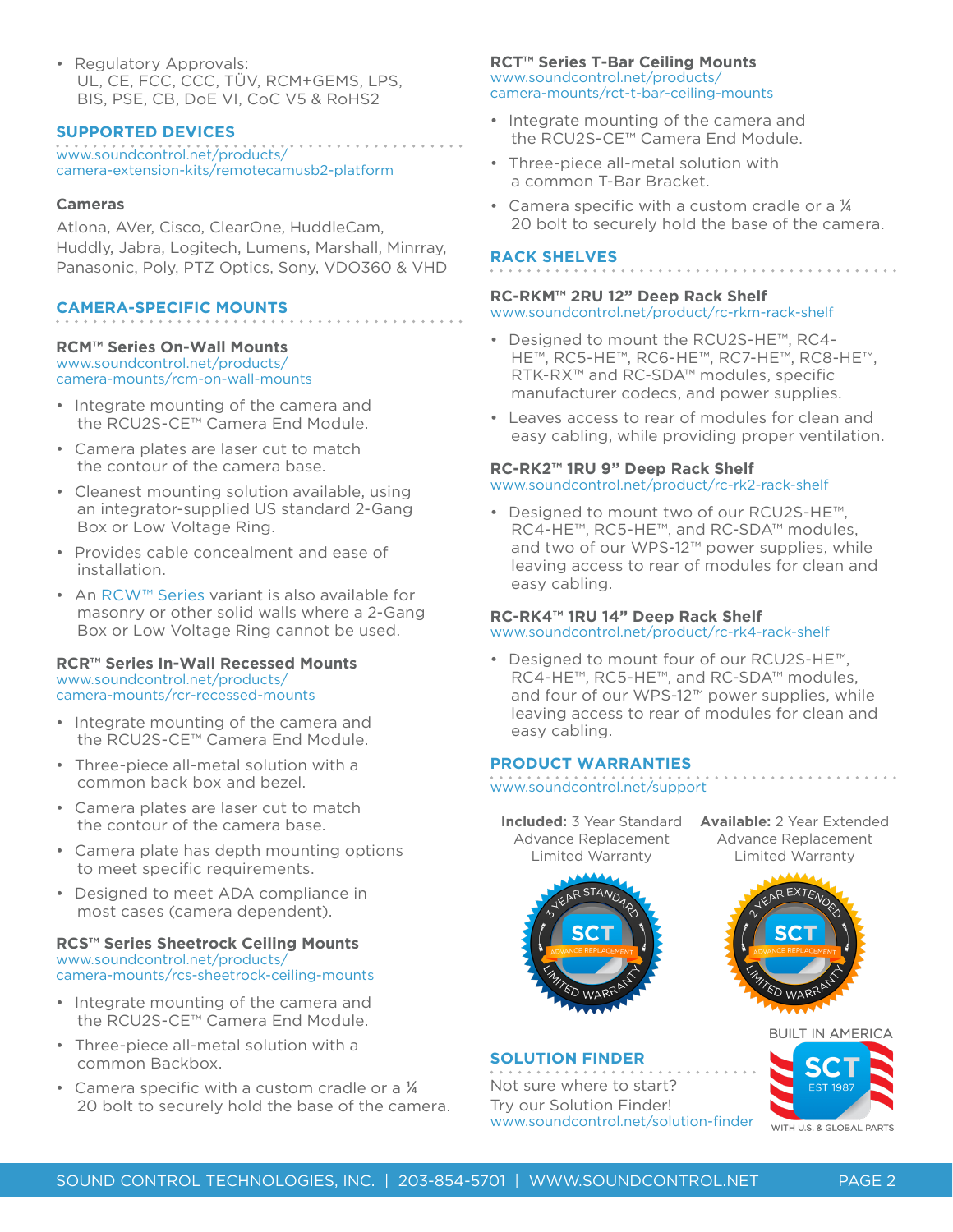- Regulatory Approvals:
  UL, CE, FCC, CCC, TÜV, RCM+GEMS, LPS, BIS, PSE, CB, DoE VI, CoC V5 & RoHS2

## SUPPORTED DEVICES

www.soundcontrol.net/products/camera-extension-kits/remotecamusb2-platform

### Cameras

Atlona, AVer, Cisco, ClearOne, HuddleCam, Huddly, Jabra, Logitech, Lumens, Marshall, Minrray, Panasonic, Poly, PTZ Optics, Sony, VDO360 & VHD

## CAMERA-SPECIFIC MOUNTS

### RCM™ Series On-Wall Mounts

www.soundcontrol.net/products/camera-mounts/rcm-on-wall-mounts

- Integrate mounting of the camera and the RCU2S-CE™ Camera End Module.
- Camera plates are laser cut to match the contour of the camera base.
- Cleanest mounting solution available, using an integrator-supplied US standard 2-Gang Box or Low Voltage Ring.
- Provides cable concealment and ease of installation.
- An RCW™ Series variant is also available for masonry or other solid walls where a 2-Gang Box or Low Voltage Ring cannot be used.

### RCR™ Series In-Wall Recessed Mounts

www.soundcontrol.net/products/camera-mounts/rcr-recessed-mounts

- Integrate mounting of the camera and the RCU2S-CE™ Camera End Module.
- Three-piece all-metal solution with a common back box and bezel.
- Camera plates are laser cut to match the contour of the camera base.
- Camera plate has depth mounting options to meet specific requirements.
- Designed to meet ADA compliance in most cases (camera dependent).

### RCS™ Series Sheetrock Ceiling Mounts

www.soundcontrol.net/products/camera-mounts/rcs-sheetrock-ceiling-mounts

- Integrate mounting of the camera and the RCU2S-CE™ Camera End Module.
- Three-piece all-metal solution with a common Backbox.
- Camera specific with a custom cradle or a ¼ 20 bolt to securely hold the base of the camera.

### RCT™ Series T-Bar Ceiling Mounts

www.soundcontrol.net/products/camera-mounts/rct-t-bar-ceiling-mounts

- Integrate mounting of the camera and the RCU2S-CE™ Camera End Module.
- Three-piece all-metal solution with a common T-Bar Bracket.
- Camera specific with a custom cradle or a ¼ 20 bolt to securely hold the base of the camera.

## RACK SHELVES

### RC-RKM™ 2RU 12" Deep Rack Shelf

www.soundcontrol.net/product/rc-rkm-rack-shelf

- Designed to mount the RCU2S-HE™, RC4-HE™, RC5-HE™, RC6-HE™, RC7-HE™, RC8-HE™, RTK-RX™ and RC-SDA™ modules, specific manufacturer codecs, and power supplies.
- Leaves access to rear of modules for clean and easy cabling, while providing proper ventilation.

### RC-RK2™ 1RU 9" Deep Rack Shelf

www.soundcontrol.net/product/rc-rk2-rack-shelf

- Designed to mount two of our RCU2S-HE™, RC4-HE™, RC5-HE™, and RC-SDA™ modules, and two of our WPS-12™ power supplies, while leaving access to rear of modules for clean and easy cabling.

### RC-RK4™ 1RU 14" Deep Rack Shelf

www.soundcontrol.net/product/rc-rk4-rack-shelf

- Designed to mount four of our RCU2S-HE™, RC4-HE™, RC5-HE™, and RC-SDA™ modules, and four of our WPS-12™ power supplies, while leaving access to rear of modules for clean and easy cabling.

## PRODUCT WARRANTIES

www.soundcontrol.net/support

**Included:** 3 Year Standard Advance Replacement Limited Warranty

**Available:** 2 Year Extended Advance Replacement Limited Warranty

## SOLUTION FINDER

Not sure where to start?
Try our Solution Finder!
www.soundcontrol.net/solution-finder

BUILT IN AMERICA

SCT EST 1987

WITH U.S. & GLOBAL PARTS